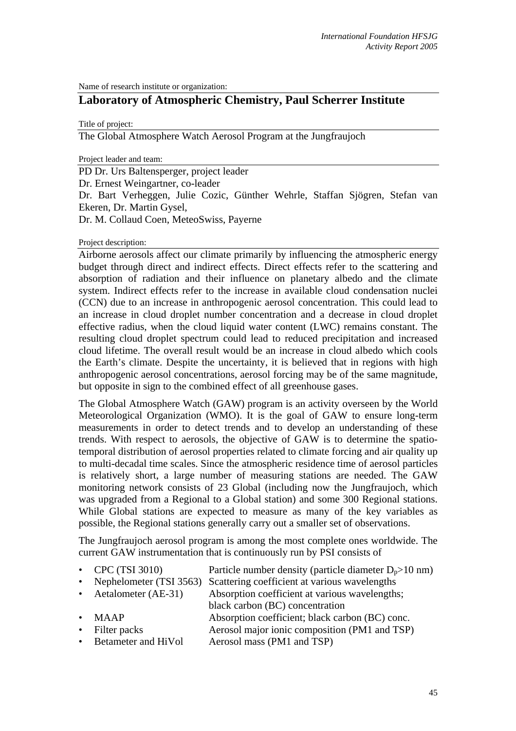Name of research institute or organization:

# Laboratory of Atmospheric Chemistry, Paul Scherrer Institute

Title of project:

The Global Atmosphere Watch Aerosol Program at the Jungfraujoch

Project leader and team:

PD Dr. Urs Baltensperger, project leader
Dr. Ernest Weingartner, co-leader
Dr. Bart Verheggen, Julie Cozic, Günther Wehrle, Staffan Sjögren, Stefan van Ekeren, Dr. Martin Gysel,
Dr. M. Collaud Coen, MeteoSwiss, Payerne

Project description:

Airborne aerosols affect our climate primarily by influencing the atmospheric energy budget through direct and indirect effects. Direct effects refer to the scattering and absorption of radiation and their influence on planetary albedo and the climate system. Indirect effects refer to the increase in available cloud condensation nuclei (CCN) due to an increase in anthropogenic aerosol concentration. This could lead to an increase in cloud droplet number concentration and a decrease in cloud droplet effective radius, when the cloud liquid water content (LWC) remains constant. The resulting cloud droplet spectrum could lead to reduced precipitation and increased cloud lifetime. The overall result would be an increase in cloud albedo which cools the Earth's climate. Despite the uncertainty, it is believed that in regions with high anthropogenic aerosol concentrations, aerosol forcing may be of the same magnitude, but opposite in sign to the combined effect of all greenhouse gases.

The Global Atmosphere Watch (GAW) program is an activity overseen by the World Meteorological Organization (WMO). It is the goal of GAW to ensure long-term measurements in order to detect trends and to develop an understanding of these trends. With respect to aerosols, the objective of GAW is to determine the spatio-temporal distribution of aerosol properties related to climate forcing and air quality up to multi-decadal time scales. Since the atmospheric residence time of aerosol particles is relatively short, a large number of measuring stations are needed. The GAW monitoring network consists of 23 Global (including now the Jungfraujoch, which was upgraded from a Regional to a Global station) and some 300 Regional stations. While Global stations are expected to measure as many of the key variables as possible, the Regional stations generally carry out a smaller set of observations.

The Jungfraujoch aerosol program is among the most complete ones worldwide. The current GAW instrumentation that is continuously run by PSI consists of

- CPC (TSI 3010) — Particle number density (particle diameter $D_p$>10 nm)
- Nephelometer (TSI 3563) — Scattering coefficient at various wavelengths
- Aetalometer (AE-31) — Absorption coefficient at various wavelengths; black carbon (BC) concentration
- MAAP — Absorption coefficient; black carbon (BC) conc.
- Filter packs — Aerosol major ionic composition (PM1 and TSP)
- Betameter and HiVol — Aerosol mass (PM1 and TSP)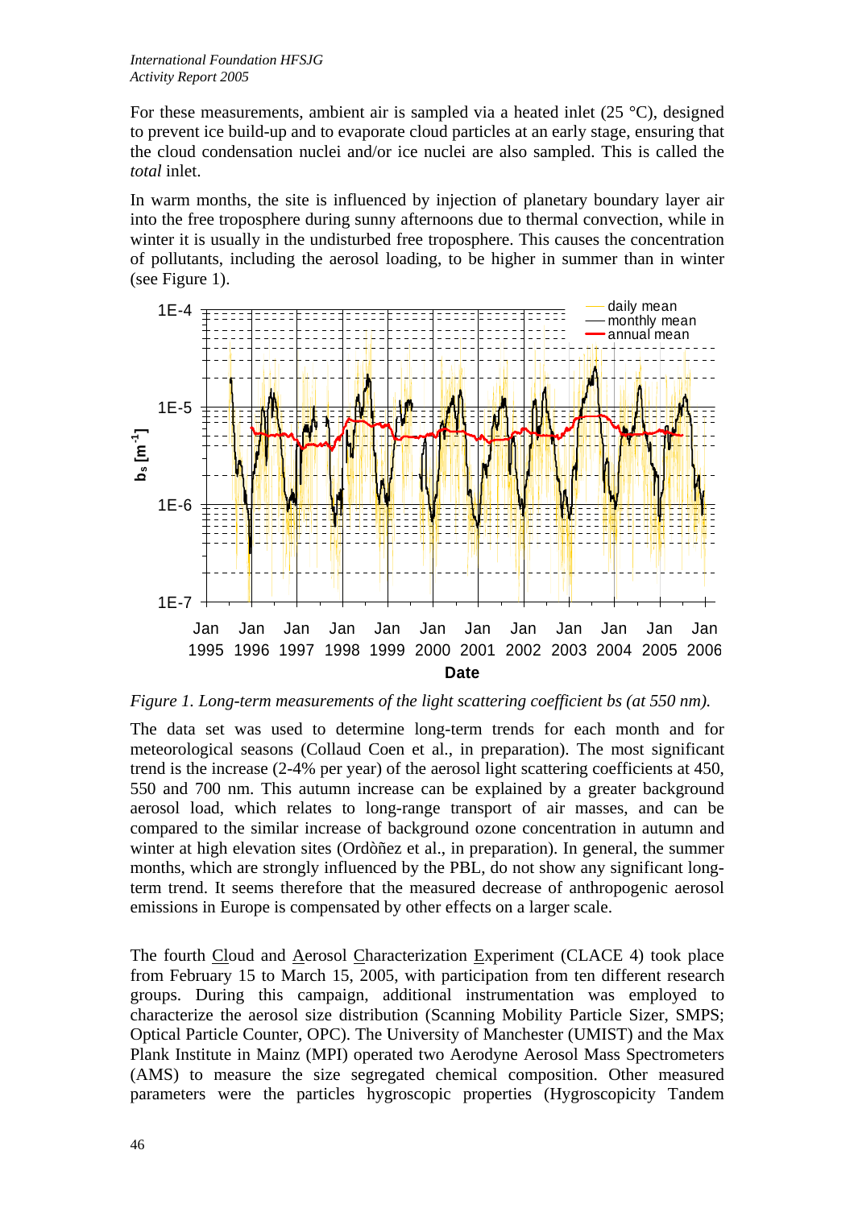For these measurements, ambient air is sampled via a heated inlet (25 °C), designed to prevent ice build-up and to evaporate cloud particles at an early stage, ensuring that the cloud condensation nuclei and/or ice nuclei are also sampled. This is called the *total* inlet.

In warm months, the site is influenced by injection of planetary boundary layer air into the free troposphere during sunny afternoons due to thermal convection, while in winter it is usually in the undisturbed free troposphere. This causes the concentration of pollutants, including the aerosol loading, to be higher in summer than in winter (see Figure 1).

*Figure 1. Long-term measurements of the light scattering coefficient bs (at 550 nm).*

The data set was used to determine long-term trends for each month and for meteorological seasons (Collaud Coen et al., in preparation). The most significant trend is the increase (2-4% per year) of the aerosol light scattering coefficients at 450, 550 and 700 nm. This autumn increase can be explained by a greater background aerosol load, which relates to long-range transport of air masses, and can be compared to the similar increase of background ozone concentration in autumn and winter at high elevation sites (Ordòñez et al., in preparation). In general, the summer months, which are strongly influenced by the PBL, do not show any significant long-term trend. It seems therefore that the measured decrease of anthropogenic aerosol emissions in Europe is compensated by other effects on a larger scale.

The fourth Cloud and Aerosol Characterization Experiment (CLACE 4) took place from February 15 to March 15, 2005, with participation from ten different research groups. During this campaign, additional instrumentation was employed to characterize the aerosol size distribution (Scanning Mobility Particle Sizer, SMPS; Optical Particle Counter, OPC). The University of Manchester (UMIST) and the Max Plank Institute in Mainz (MPI) operated two Aerodyne Aerosol Mass Spectrometers (AMS) to measure the size segregated chemical composition. Other measured parameters were the particles hygroscopic properties (Hygroscopicity Tandem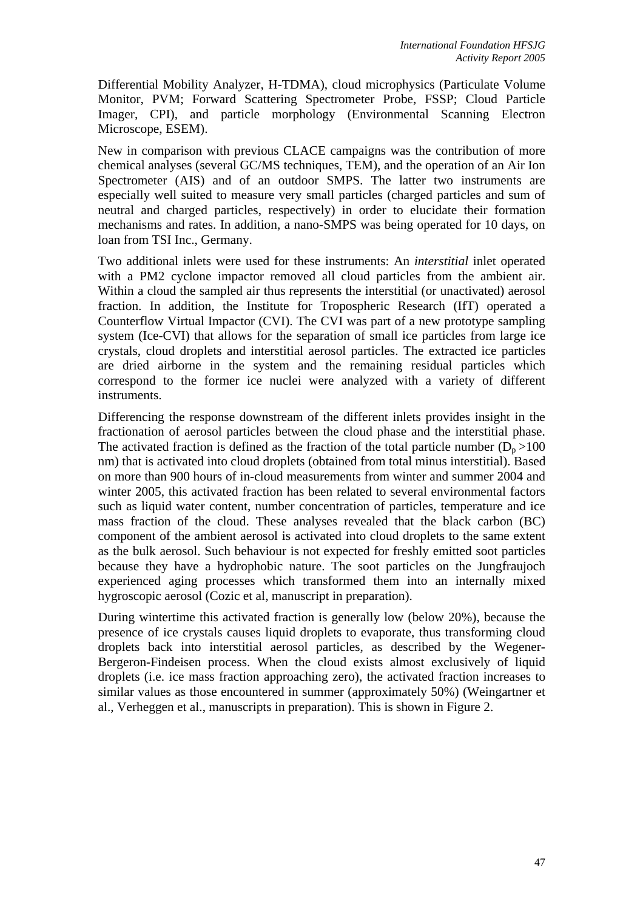Differential Mobility Analyzer, H-TDMA), cloud microphysics (Particulate Volume Monitor, PVM; Forward Scattering Spectrometer Probe, FSSP; Cloud Particle Imager, CPI), and particle morphology (Environmental Scanning Electron Microscope, ESEM).

New in comparison with previous CLACE campaigns was the contribution of more chemical analyses (several GC/MS techniques, TEM), and the operation of an Air Ion Spectrometer (AIS) and of an outdoor SMPS. The latter two instruments are especially well suited to measure very small particles (charged particles and sum of neutral and charged particles, respectively) in order to elucidate their formation mechanisms and rates. In addition, a nano-SMPS was being operated for 10 days, on loan from TSI Inc., Germany.

Two additional inlets were used for these instruments: An *interstitial* inlet operated with a PM2 cyclone impactor removed all cloud particles from the ambient air. Within a cloud the sampled air thus represents the interstitial (or unactivated) aerosol fraction. In addition, the Institute for Tropospheric Research (IfT) operated a Counterflow Virtual Impactor (CVI). The CVI was part of a new prototype sampling system (Ice-CVI) that allows for the separation of small ice particles from large ice crystals, cloud droplets and interstitial aerosol particles. The extracted ice particles are dried airborne in the system and the remaining residual particles which correspond to the former ice nuclei were analyzed with a variety of different instruments.

Differencing the response downstream of the different inlets provides insight in the fractionation of aerosol particles between the cloud phase and the interstitial phase. The activated fraction is defined as the fraction of the total particle number ($D_p$ >100 nm) that is activated into cloud droplets (obtained from total minus interstitial). Based on more than 900 hours of in-cloud measurements from winter and summer 2004 and winter 2005, this activated fraction has been related to several environmental factors such as liquid water content, number concentration of particles, temperature and ice mass fraction of the cloud. These analyses revealed that the black carbon (BC) component of the ambient aerosol is activated into cloud droplets to the same extent as the bulk aerosol. Such behaviour is not expected for freshly emitted soot particles because they have a hydrophobic nature. The soot particles on the Jungfraujoch experienced aging processes which transformed them into an internally mixed hygroscopic aerosol (Cozic et al, manuscript in preparation).

During wintertime this activated fraction is generally low (below 20%), because the presence of ice crystals causes liquid droplets to evaporate, thus transforming cloud droplets back into interstitial aerosol particles, as described by the Wegener-Bergeron-Findeisen process. When the cloud exists almost exclusively of liquid droplets (i.e. ice mass fraction approaching zero), the activated fraction increases to similar values as those encountered in summer (approximately 50%) (Weingartner et al., Verheggen et al., manuscripts in preparation). This is shown in Figure 2.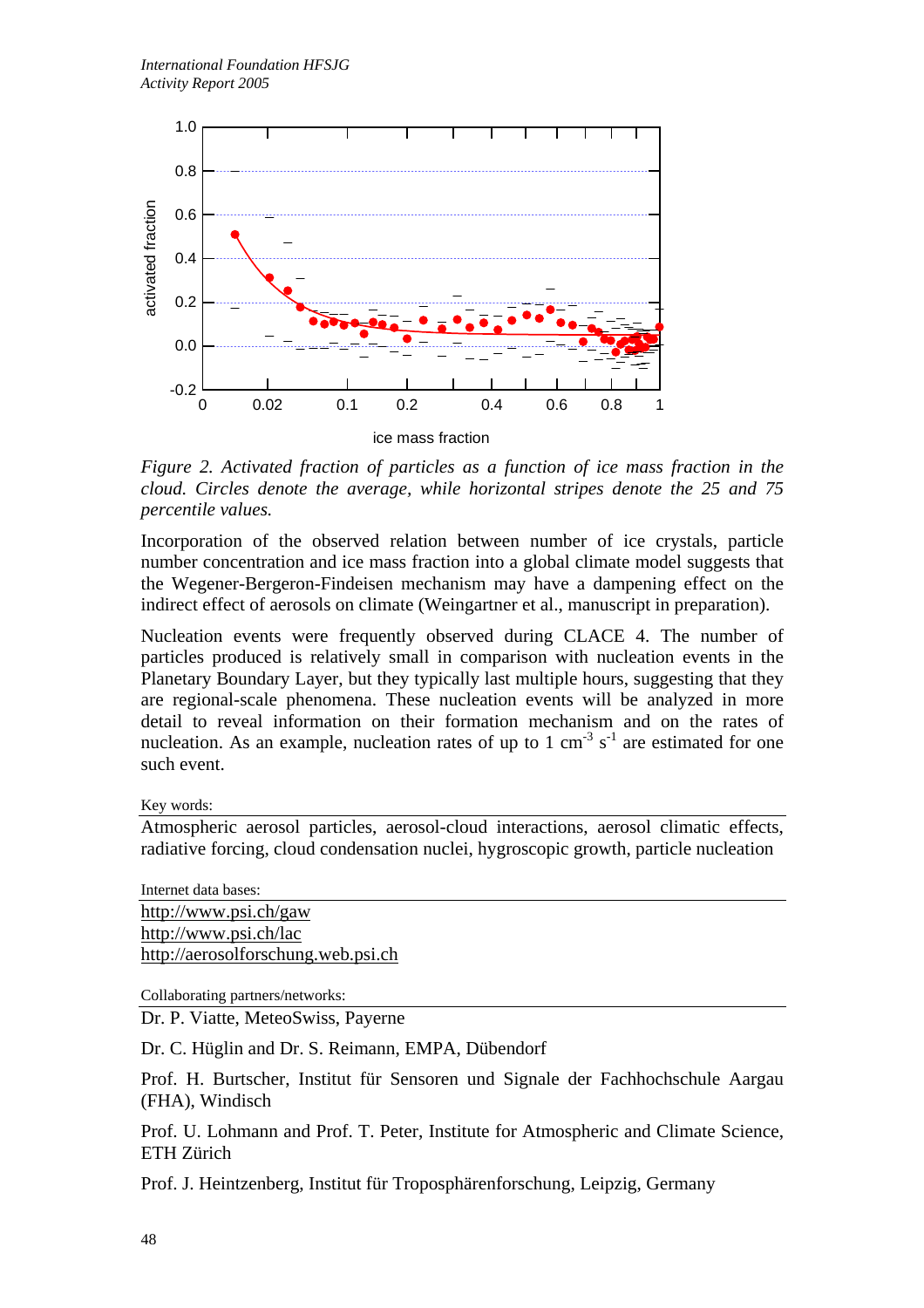*Figure 2. Activated fraction of particles as a function of ice mass fraction in the cloud. Circles denote the average, while horizontal stripes denote the 25 and 75 percentile values.*

Incorporation of the observed relation between number of ice crystals, particle number concentration and ice mass fraction into a global climate model suggests that the Wegener-Bergeron-Findeisen mechanism may have a dampening effect on the indirect effect of aerosols on climate (Weingartner et al., manuscript in preparation).

Nucleation events were frequently observed during CLACE 4. The number of particles produced is relatively small in comparison with nucleation events in the Planetary Boundary Layer, but they typically last multiple hours, suggesting that they are regional-scale phenomena. These nucleation events will be analyzed in more detail to reveal information on their formation mechanism and on the rates of nucleation. As an example, nucleation rates of up to 1 $cm^{-3}$ $s^{-1}$ are estimated for one such event.

Key words:

Atmospheric aerosol particles, aerosol-cloud interactions, aerosol climatic effects, radiative forcing, cloud condensation nuclei, hygroscopic growth, particle nucleation

Internet data bases:

http://www.psi.ch/gaw
http://www.psi.ch/lac
http://aerosolforschung.web.psi.ch

Collaborating partners/networks:

Dr. P. Viatte, MeteoSwiss, Payerne

Dr. C. Hüglin and Dr. S. Reimann, EMPA, Dübendorf

Prof. H. Burtscher, Institut für Sensoren und Signale der Fachhochschule Aargau (FHA), Windisch

Prof. U. Lohmann and Prof. T. Peter, Institute for Atmospheric and Climate Science, ETH Zürich

Prof. J. Heintzenberg, Institut für Troposphärenforschung, Leipzig, Germany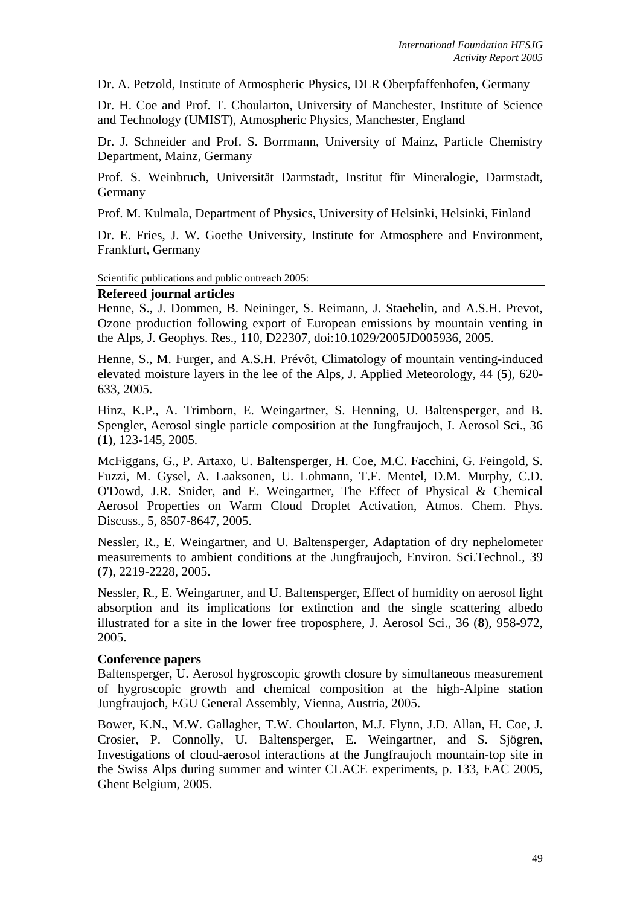Dr. A. Petzold, Institute of Atmospheric Physics, DLR Oberpfaffenhofen, Germany

Dr. H. Coe and Prof. T. Choularton, University of Manchester, Institute of Science and Technology (UMIST), Atmospheric Physics, Manchester, England

Dr. J. Schneider and Prof. S. Borrmann, University of Mainz, Particle Chemistry Department, Mainz, Germany

Prof. S. Weinbruch, Universität Darmstadt, Institut für Mineralogie, Darmstadt, Germany

Prof. M. Kulmala, Department of Physics, University of Helsinki, Helsinki, Finland

Dr. E. Fries, J. W. Goethe University, Institute for Atmosphere and Environment, Frankfurt, Germany

Scientific publications and public outreach 2005:

**Refereed journal articles**

Henne, S., J. Dommen, B. Neininger, S. Reimann, J. Staehelin, and A.S.H. Prevot, Ozone production following export of European emissions by mountain venting in the Alps, J. Geophys. Res., 110, D22307, doi:10.1029/2005JD005936, 2005.

Henne, S., M. Furger, and A.S.H. Prévôt, Climatology of mountain venting-induced elevated moisture layers in the lee of the Alps, J. Applied Meteorology, 44 (**5**), 620-633, 2005.

Hinz, K.P., A. Trimborn, E. Weingartner, S. Henning, U. Baltensperger, and B. Spengler, Aerosol single particle composition at the Jungfraujoch, J. Aerosol Sci., 36 (**1**), 123-145, 2005.

McFiggans, G., P. Artaxo, U. Baltensperger, H. Coe, M.C. Facchini, G. Feingold, S. Fuzzi, M. Gysel, A. Laaksonen, U. Lohmann, T.F. Mentel, D.M. Murphy, C.D. O'Dowd, J.R. Snider, and E. Weingartner, The Effect of Physical & Chemical Aerosol Properties on Warm Cloud Droplet Activation, Atmos. Chem. Phys. Discuss., 5, 8507-8647, 2005.

Nessler, R., E. Weingartner, and U. Baltensperger, Adaptation of dry nephelometer measurements to ambient conditions at the Jungfraujoch, Environ. Sci.Technol., 39 (**7**), 2219-2228, 2005.

Nessler, R., E. Weingartner, and U. Baltensperger, Effect of humidity on aerosol light absorption and its implications for extinction and the single scattering albedo illustrated for a site in the lower free troposphere, J. Aerosol Sci., 36 (**8**), 958-972, 2005.

**Conference papers**

Baltensperger, U. Aerosol hygroscopic growth closure by simultaneous measurement of hygroscopic growth and chemical composition at the high-Alpine station Jungfraujoch, EGU General Assembly, Vienna, Austria, 2005.

Bower, K.N., M.W. Gallagher, T.W. Choularton, M.J. Flynn, J.D. Allan, H. Coe, J. Crosier, P. Connolly, U. Baltensperger, E. Weingartner, and S. Sjögren, Investigations of cloud-aerosol interactions at the Jungfraujoch mountain-top site in the Swiss Alps during summer and winter CLACE experiments, p. 133, EAC 2005, Ghent Belgium, 2005.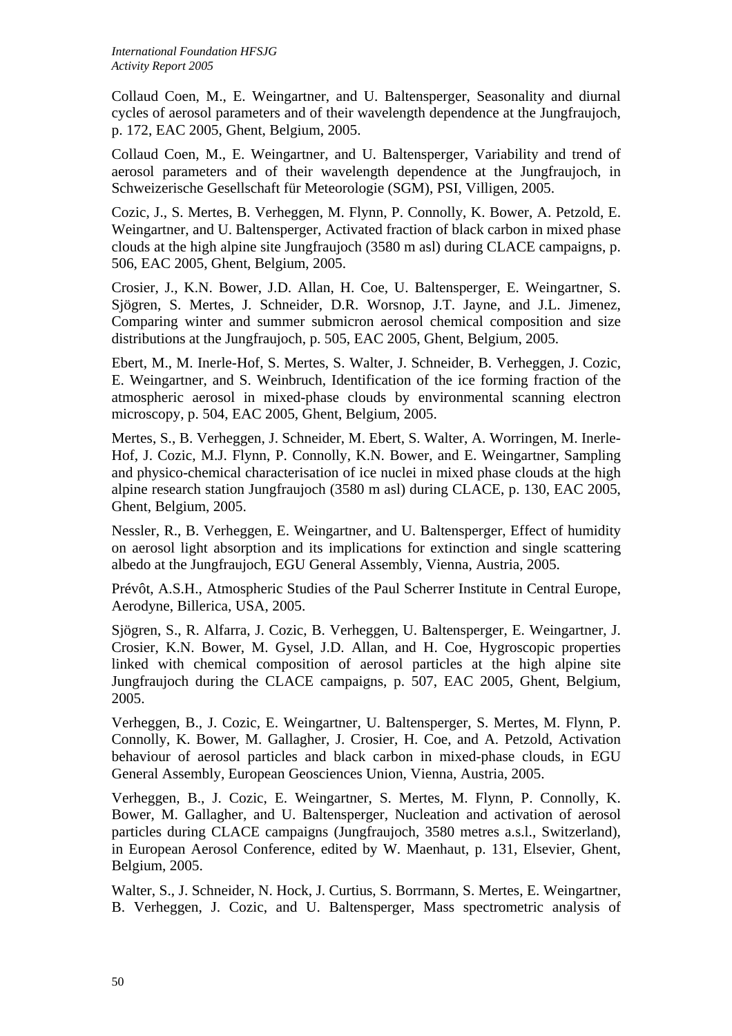Collaud Coen, M., E. Weingartner, and U. Baltensperger, Seasonality and diurnal cycles of aerosol parameters and of their wavelength dependence at the Jungfraujoch, p. 172, EAC 2005, Ghent, Belgium, 2005.

Collaud Coen, M., E. Weingartner, and U. Baltensperger, Variability and trend of aerosol parameters and of their wavelength dependence at the Jungfraujoch, in Schweizerische Gesellschaft für Meteorologie (SGM), PSI, Villigen, 2005.

Cozic, J., S. Mertes, B. Verheggen, M. Flynn, P. Connolly, K. Bower, A. Petzold, E. Weingartner, and U. Baltensperger, Activated fraction of black carbon in mixed phase clouds at the high alpine site Jungfraujoch (3580 m asl) during CLACE campaigns, p. 506, EAC 2005, Ghent, Belgium, 2005.

Crosier, J., K.N. Bower, J.D. Allan, H. Coe, U. Baltensperger, E. Weingartner, S. Sjögren, S. Mertes, J. Schneider, D.R. Worsnop, J.T. Jayne, and J.L. Jimenez, Comparing winter and summer submicron aerosol chemical composition and size distributions at the Jungfraujoch, p. 505, EAC 2005, Ghent, Belgium, 2005.

Ebert, M., M. Inerle-Hof, S. Mertes, S. Walter, J. Schneider, B. Verheggen, J. Cozic, E. Weingartner, and S. Weinbruch, Identification of the ice forming fraction of the atmospheric aerosol in mixed-phase clouds by environmental scanning electron microscopy, p. 504, EAC 2005, Ghent, Belgium, 2005.

Mertes, S., B. Verheggen, J. Schneider, M. Ebert, S. Walter, A. Worringen, M. Inerle-Hof, J. Cozic, M.J. Flynn, P. Connolly, K.N. Bower, and E. Weingartner, Sampling and physico-chemical characterisation of ice nuclei in mixed phase clouds at the high alpine research station Jungfraujoch (3580 m asl) during CLACE, p. 130, EAC 2005, Ghent, Belgium, 2005.

Nessler, R., B. Verheggen, E. Weingartner, and U. Baltensperger, Effect of humidity on aerosol light absorption and its implications for extinction and single scattering albedo at the Jungfraujoch, EGU General Assembly, Vienna, Austria, 2005.

Prévôt, A.S.H., Atmospheric Studies of the Paul Scherrer Institute in Central Europe, Aerodyne, Billerica, USA, 2005.

Sjögren, S., R. Alfarra, J. Cozic, B. Verheggen, U. Baltensperger, E. Weingartner, J. Crosier, K.N. Bower, M. Gysel, J.D. Allan, and H. Coe, Hygroscopic properties linked with chemical composition of aerosol particles at the high alpine site Jungfraujoch during the CLACE campaigns, p. 507, EAC 2005, Ghent, Belgium, 2005.

Verheggen, B., J. Cozic, E. Weingartner, U. Baltensperger, S. Mertes, M. Flynn, P. Connolly, K. Bower, M. Gallagher, J. Crosier, H. Coe, and A. Petzold, Activation behaviour of aerosol particles and black carbon in mixed-phase clouds, in EGU General Assembly, European Geosciences Union, Vienna, Austria, 2005.

Verheggen, B., J. Cozic, E. Weingartner, S. Mertes, M. Flynn, P. Connolly, K. Bower, M. Gallagher, and U. Baltensperger, Nucleation and activation of aerosol particles during CLACE campaigns (Jungfraujoch, 3580 metres a.s.l., Switzerland), in European Aerosol Conference, edited by W. Maenhaut, p. 131, Elsevier, Ghent, Belgium, 2005.

Walter, S., J. Schneider, N. Hock, J. Curtius, S. Borrmann, S. Mertes, E. Weingartner, B. Verheggen, J. Cozic, and U. Baltensperger, Mass spectrometric analysis of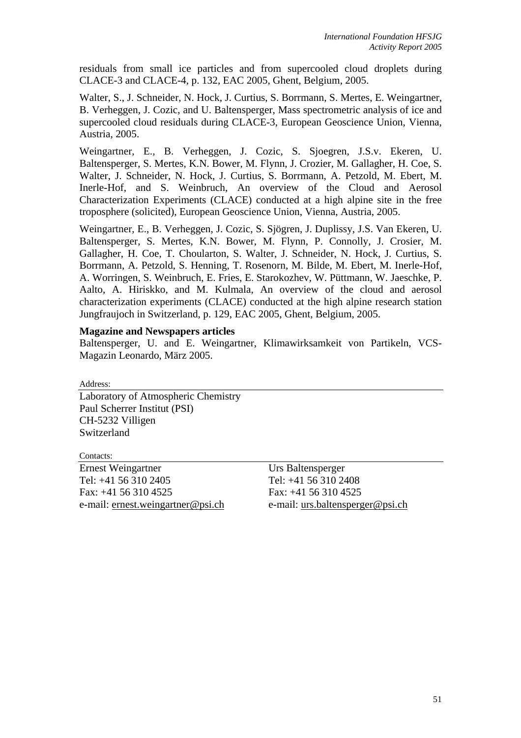residuals from small ice particles and from supercooled cloud droplets during CLACE-3 and CLACE-4, p. 132, EAC 2005, Ghent, Belgium, 2005.

Walter, S., J. Schneider, N. Hock, J. Curtius, S. Borrmann, S. Mertes, E. Weingartner, B. Verheggen, J. Cozic, and U. Baltensperger, Mass spectrometric analysis of ice and supercooled cloud residuals during CLACE-3, European Geoscience Union, Vienna, Austria, 2005.

Weingartner, E., B. Verheggen, J. Cozic, S. Sjoegren, J.S.v. Ekeren, U. Baltensperger, S. Mertes, K.N. Bower, M. Flynn, J. Crozier, M. Gallagher, H. Coe, S. Walter, J. Schneider, N. Hock, J. Curtius, S. Borrmann, A. Petzold, M. Ebert, M. Inerle-Hof, and S. Weinbruch, An overview of the Cloud and Aerosol Characterization Experiments (CLACE) conducted at a high alpine site in the free troposphere (solicited), European Geoscience Union, Vienna, Austria, 2005.

Weingartner, E., B. Verheggen, J. Cozic, S. Sjögren, J. Duplissy, J.S. Van Ekeren, U. Baltensperger, S. Mertes, K.N. Bower, M. Flynn, P. Connolly, J. Crosier, M. Gallagher, H. Coe, T. Choularton, S. Walter, J. Schneider, N. Hock, J. Curtius, S. Borrmann, A. Petzold, S. Henning, T. Rosenorn, M. Bilde, M. Ebert, M. Inerle-Hof, A. Worringen, S. Weinbruch, E. Fries, E. Starokozhev, W. Püttmann, W. Jaeschke, P. Aalto, A. Hiriskko, and M. Kulmala, An overview of the cloud and aerosol characterization experiments (CLACE) conducted at the high alpine research station Jungfraujoch in Switzerland, p. 129, EAC 2005, Ghent, Belgium, 2005.

**Magazine and Newspapers articles**

Baltensperger, U. and E. Weingartner, Klimawirksamkeit von Partikeln, VCS-Magazin Leonardo, März 2005.

Address:

Laboratory of Atmospheric Chemistry
Paul Scherrer Institut (PSI)
CH-5232 Villigen
Switzerland

Contacts:

| Ernest Weingartner | Urs Baltensperger |
|---|---|
| Tel: +41 56 310 2405 | Tel: +41 56 310 2408 |
| Fax: +41 56 310 4525 | Fax: +41 56 310 4525 |
| e-mail: ernest.weingartner@psi.ch | e-mail: urs.baltensperger@psi.ch |